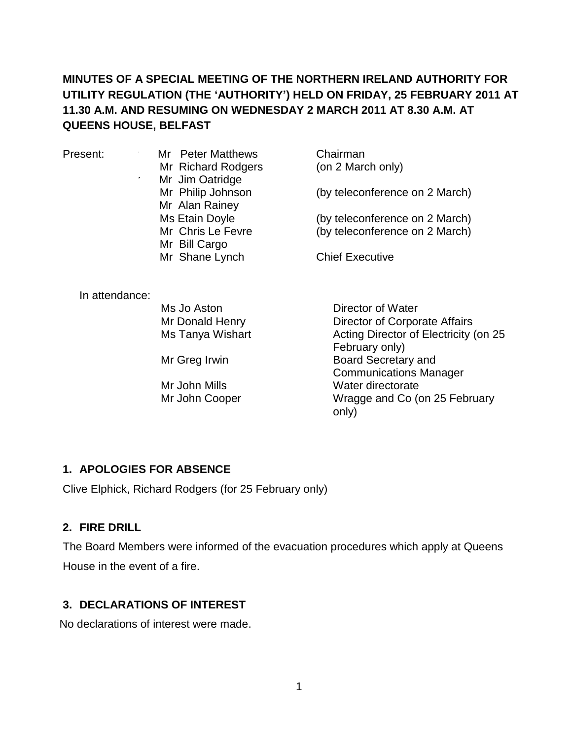**MINUTES OF A SPECIAL MEETING OF THE NORTHERN IRELAND AUTHORITY FOR UTILITY REGULATION (THE 'AUTHORITY') HELD ON FRIDAY, 25 FEBRUARY 2011 AT 11.30 A.M. AND RESUMING ON WEDNESDAY 2 MARCH 2011 AT 8.30 A.M. AT QUEENS HOUSE, BELFAST**

| Present: | | |
|---|---|---|
| | Mr Peter Matthews | Chairman |
| | Mr Richard Rodgers | (on 2 March only) |
| | Mr Jim Oatridge | |
| | Mr Philip Johnson | (by teleconference on 2 March) |
| | Mr Alan Rainey | |
| | Ms Etain Doyle | (by teleconference on 2 March) |
| | Mr Chris Le Fevre | (by teleconference on 2 March) |
| | Mr Bill Cargo | |
| | Mr Shane Lynch | Chief Executive |

| In attendance: | | |
|---|---|---|
| | Ms Jo Aston | Director of Water |
| | Mr Donald Henry | Director of Corporate Affairs |
| | Ms Tanya Wishart | Acting Director of Electricity (on 25 February only) |
| | Mr Greg Irwin | Board Secretary and Communications Manager |
| | Mr John Mills | Water directorate |
| | Mr John Cooper | Wragge and Co (on 25 February only) |

## 1. APOLOGIES FOR ABSENCE

Clive Elphick, Richard Rodgers (for 25 February only)

## 2. FIRE DRILL

The Board Members were informed of the evacuation procedures which apply at Queens House in the event of a fire.

## 3. DECLARATIONS OF INTEREST

No declarations of interest were made.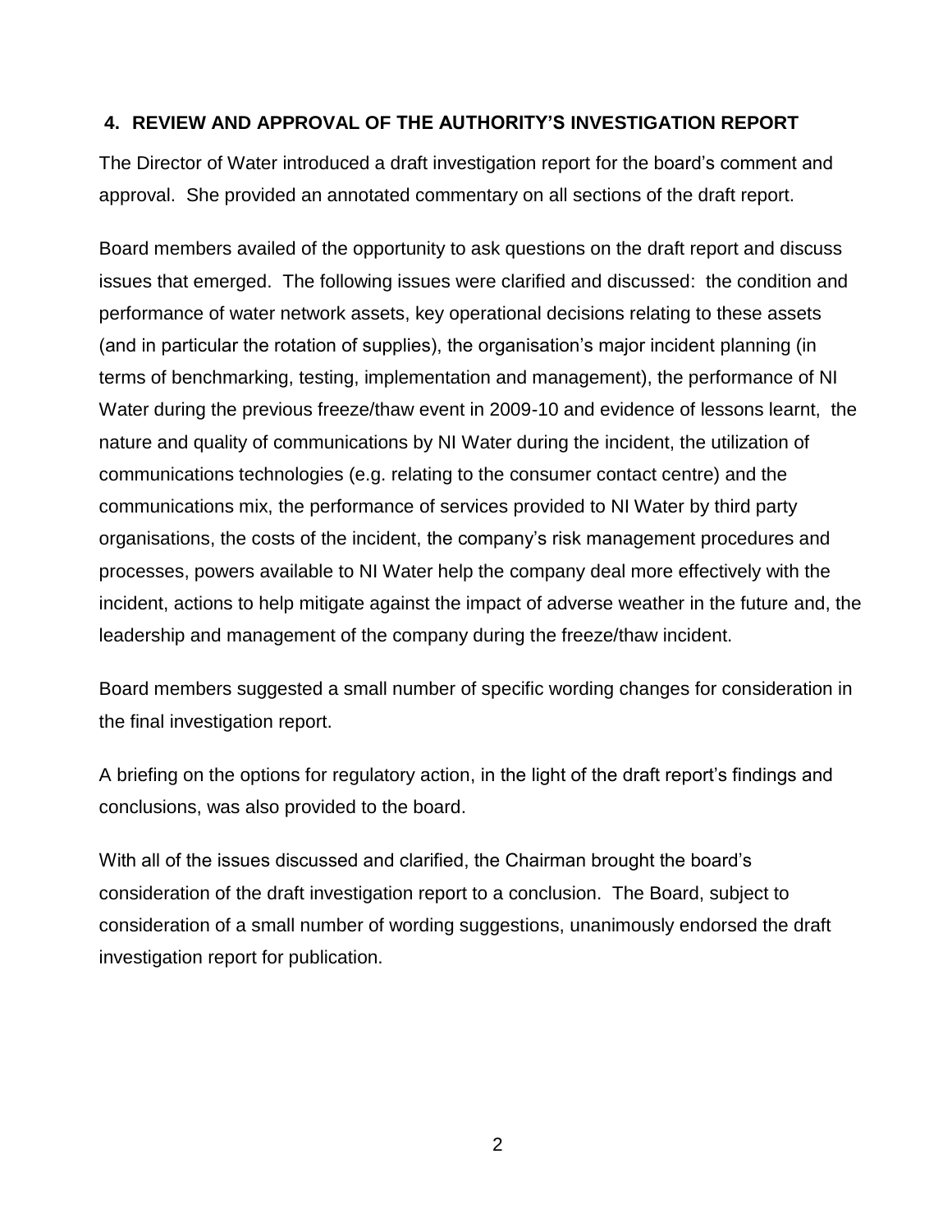## 4. REVIEW AND APPROVAL OF THE AUTHORITY'S INVESTIGATION REPORT

The Director of Water introduced a draft investigation report for the board's comment and approval. She provided an annotated commentary on all sections of the draft report.

Board members availed of the opportunity to ask questions on the draft report and discuss issues that emerged. The following issues were clarified and discussed: the condition and performance of water network assets, key operational decisions relating to these assets (and in particular the rotation of supplies), the organisation's major incident planning (in terms of benchmarking, testing, implementation and management), the performance of NI Water during the previous freeze/thaw event in 2009-10 and evidence of lessons learnt, the nature and quality of communications by NI Water during the incident, the utilization of communications technologies (e.g. relating to the consumer contact centre) and the communications mix, the performance of services provided to NI Water by third party organisations, the costs of the incident, the company's risk management procedures and processes, powers available to NI Water help the company deal more effectively with the incident, actions to help mitigate against the impact of adverse weather in the future and, the leadership and management of the company during the freeze/thaw incident.

Board members suggested a small number of specific wording changes for consideration in the final investigation report.

A briefing on the options for regulatory action, in the light of the draft report's findings and conclusions, was also provided to the board.

With all of the issues discussed and clarified, the Chairman brought the board's consideration of the draft investigation report to a conclusion. The Board, subject to consideration of a small number of wording suggestions, unanimously endorsed the draft investigation report for publication.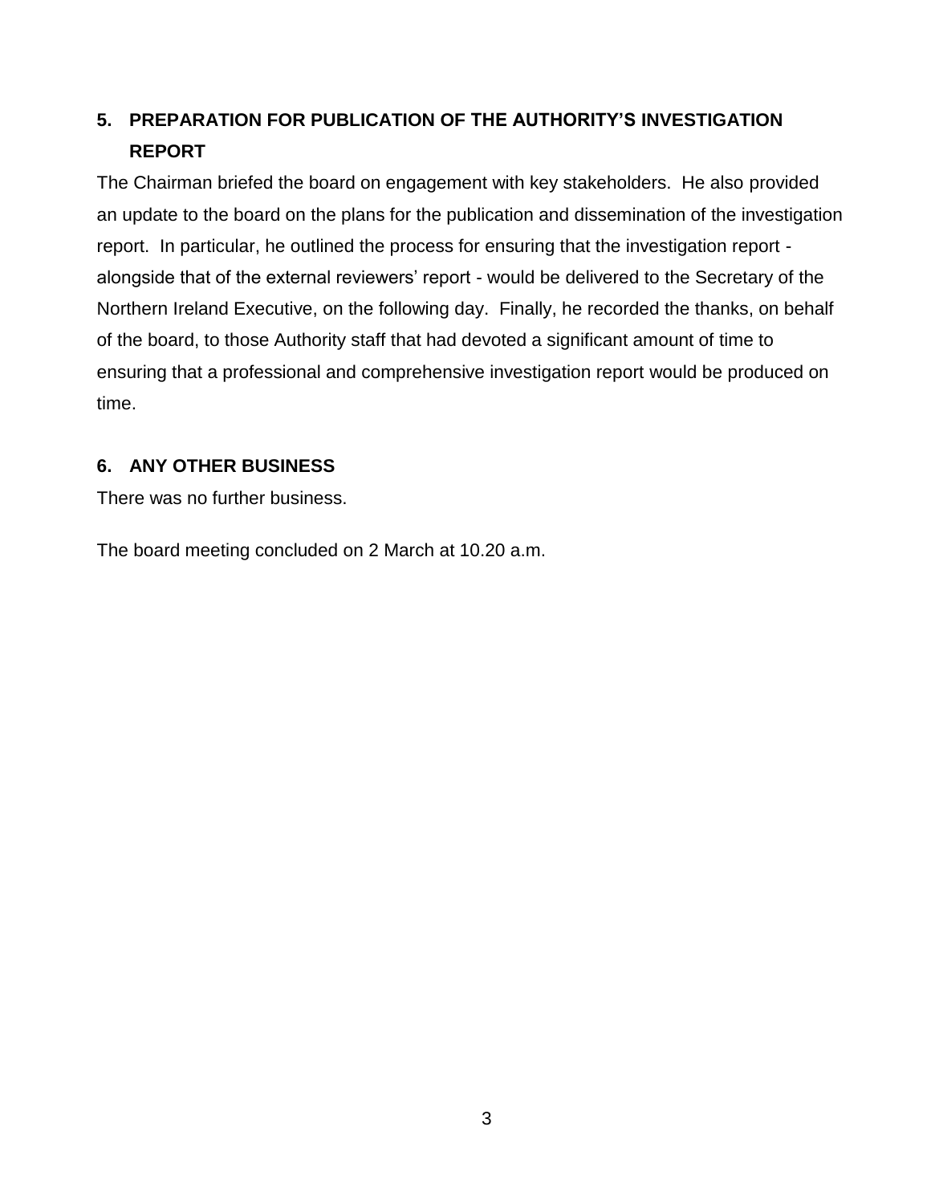## 5. PREPARATION FOR PUBLICATION OF THE AUTHORITY'S INVESTIGATION REPORT

The Chairman briefed the board on engagement with key stakeholders. He also provided an update to the board on the plans for the publication and dissemination of the investigation report. In particular, he outlined the process for ensuring that the investigation report - alongside that of the external reviewers' report - would be delivered to the Secretary of the Northern Ireland Executive, on the following day. Finally, he recorded the thanks, on behalf of the board, to those Authority staff that had devoted a significant amount of time to ensuring that a professional and comprehensive investigation report would be produced on time.

## 6. ANY OTHER BUSINESS

There was no further business.

The board meeting concluded on 2 March at 10.20 a.m.